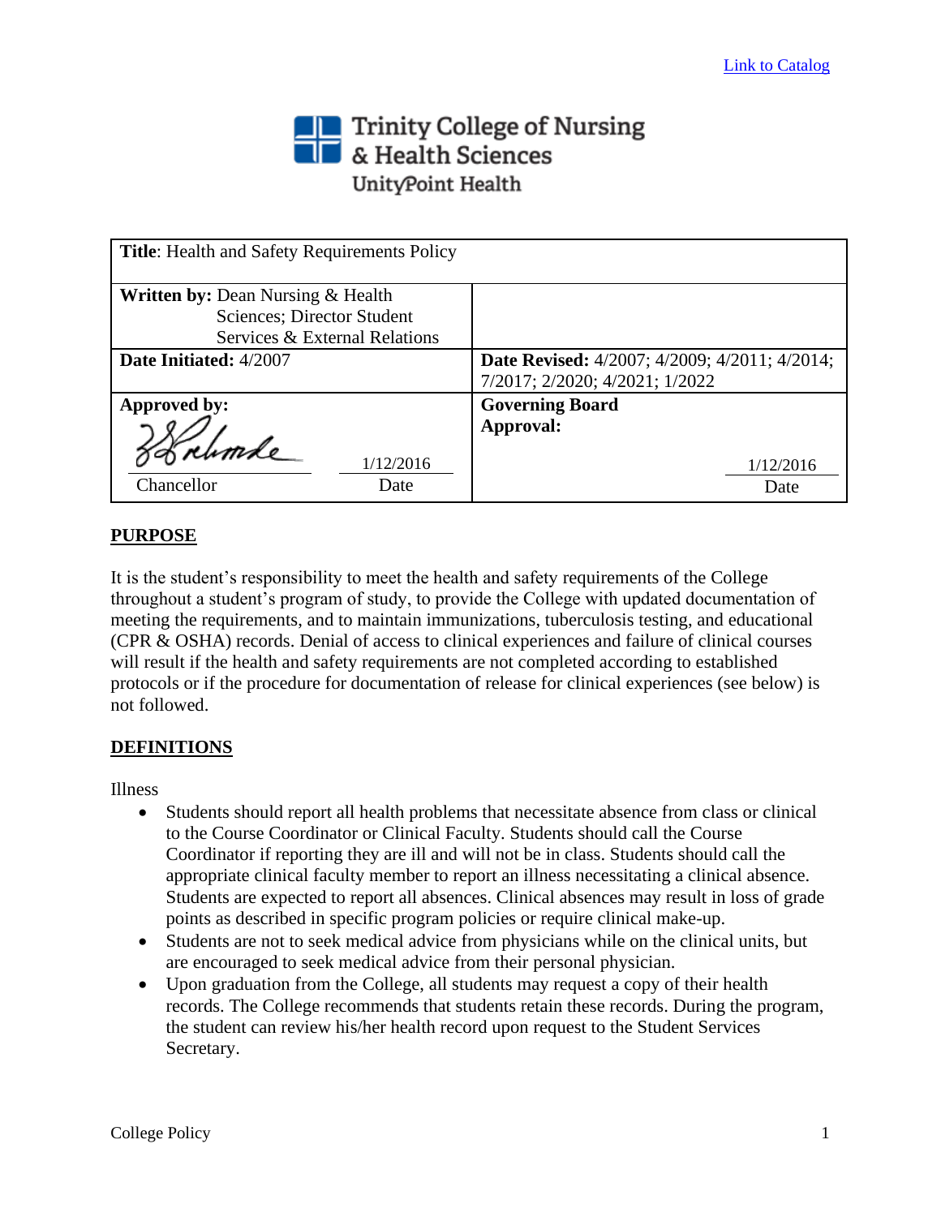Link to Catalog

Trinity College of Nursing & Health Sciences
UnityPoint Health

| **Title**: Health and Safety Requirements Policy | |
|---|---|
| **Written by:** Dean Nursing & Health Sciences; Director Student Services & External Relations | |
| **Date Initiated:** 4/2007 | **Date Revised:** 4/2007; 4/2009; 4/2011; 4/2014; 7/2017; 2/2020; 4/2021; 1/2022 |
| **Approved by:** Chancellor — Date: 1/12/2016 | **Governing Board Approval:** Date: 1/12/2016 |

## PURPOSE

It is the student's responsibility to meet the health and safety requirements of the College throughout a student's program of study, to provide the College with updated documentation of meeting the requirements, and to maintain immunizations, tuberculosis testing, and educational (CPR & OSHA) records. Denial of access to clinical experiences and failure of clinical courses will result if the health and safety requirements are not completed according to established protocols or if the procedure for documentation of release for clinical experiences (see below) is not followed.

## DEFINITIONS

Illness

- Students should report all health problems that necessitate absence from class or clinical to the Course Coordinator or Clinical Faculty. Students should call the Course Coordinator if reporting they are ill and will not be in class. Students should call the appropriate clinical faculty member to report an illness necessitating a clinical absence. Students are expected to report all absences. Clinical absences may result in loss of grade points as described in specific program policies or require clinical make-up.
- Students are not to seek medical advice from physicians while on the clinical units, but are encouraged to seek medical advice from their personal physician.
- Upon graduation from the College, all students may request a copy of their health records. The College recommends that students retain these records. During the program, the student can review his/her health record upon request to the Student Services Secretary.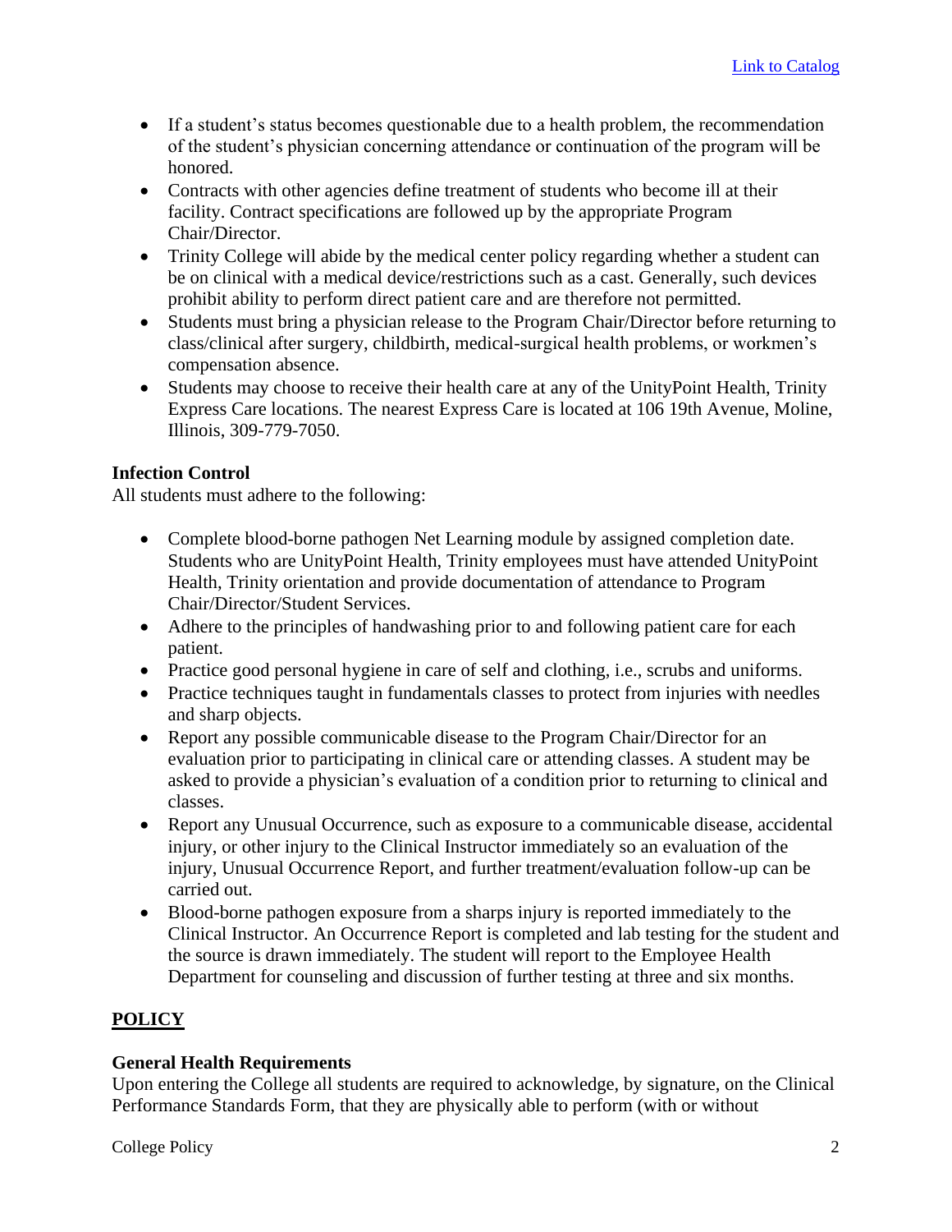- If a student's status becomes questionable due to a health problem, the recommendation of the student's physician concerning attendance or continuation of the program will be honored.
- Contracts with other agencies define treatment of students who become ill at their facility. Contract specifications are followed up by the appropriate Program Chair/Director.
- Trinity College will abide by the medical center policy regarding whether a student can be on clinical with a medical device/restrictions such as a cast. Generally, such devices prohibit ability to perform direct patient care and are therefore not permitted.
- Students must bring a physician release to the Program Chair/Director before returning to class/clinical after surgery, childbirth, medical-surgical health problems, or workmen's compensation absence.
- Students may choose to receive their health care at any of the UnityPoint Health, Trinity Express Care locations. The nearest Express Care is located at 106 19th Avenue, Moline, Illinois, 309-779-7050.

**Infection Control**

All students must adhere to the following:

- Complete blood-borne pathogen Net Learning module by assigned completion date. Students who are UnityPoint Health, Trinity employees must have attended UnityPoint Health, Trinity orientation and provide documentation of attendance to Program Chair/Director/Student Services.
- Adhere to the principles of handwashing prior to and following patient care for each patient.
- Practice good personal hygiene in care of self and clothing, i.e., scrubs and uniforms.
- Practice techniques taught in fundamentals classes to protect from injuries with needles and sharp objects.
- Report any possible communicable disease to the Program Chair/Director for an evaluation prior to participating in clinical care or attending classes. A student may be asked to provide a physician's evaluation of a condition prior to returning to clinical and classes.
- Report any Unusual Occurrence, such as exposure to a communicable disease, accidental injury, or other injury to the Clinical Instructor immediately so an evaluation of the injury, Unusual Occurrence Report, and further treatment/evaluation follow-up can be carried out.
- Blood-borne pathogen exposure from a sharps injury is reported immediately to the Clinical Instructor. An Occurrence Report is completed and lab testing for the student and the source is drawn immediately. The student will report to the Employee Health Department for counseling and discussion of further testing at three and six months.

## **POLICY**

**General Health Requirements**

Upon entering the College all students are required to acknowledge, by signature, on the Clinical Performance Standards Form, that they are physically able to perform (with or without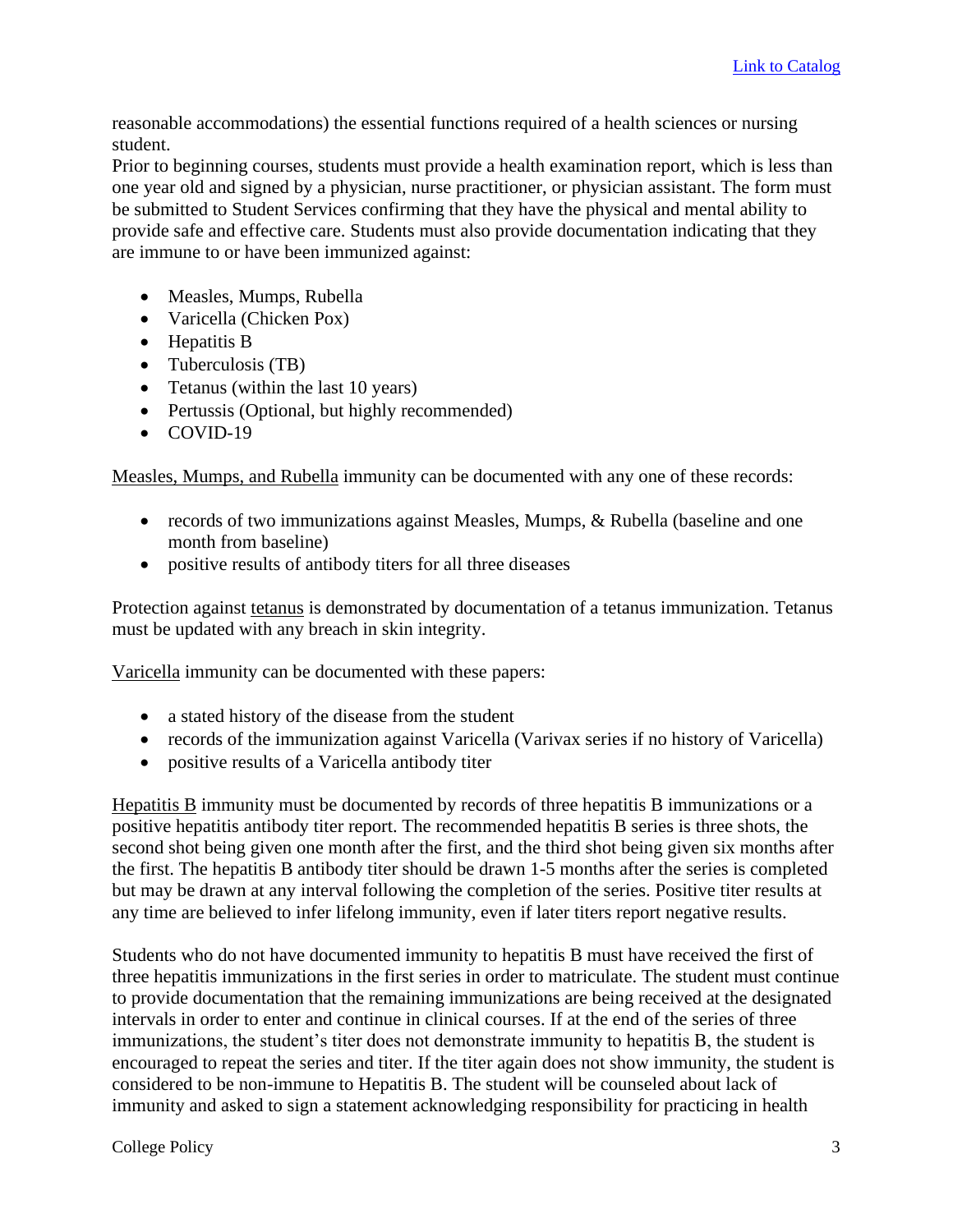[Link to Catalog]

reasonable accommodations) the essential functions required of a health sciences or nursing student.
Prior to beginning courses, students must provide a health examination report, which is less than one year old and signed by a physician, nurse practitioner, or physician assistant. The form must be submitted to Student Services confirming that they have the physical and mental ability to provide safe and effective care. Students must also provide documentation indicating that they are immune to or have been immunized against:

- Measles, Mumps, Rubella
- Varicella (Chicken Pox)
- Hepatitis B
- Tuberculosis (TB)
- Tetanus (within the last 10 years)
- Pertussis (Optional, but highly recommended)
- COVID-19

Measles, Mumps, and Rubella immunity can be documented with any one of these records:

- records of two immunizations against Measles, Mumps, & Rubella (baseline and one month from baseline)
- positive results of antibody titers for all three diseases

Protection against tetanus is demonstrated by documentation of a tetanus immunization. Tetanus must be updated with any breach in skin integrity.

Varicella immunity can be documented with these papers:

- a stated history of the disease from the student
- records of the immunization against Varicella (Varivax series if no history of Varicella)
- positive results of a Varicella antibody titer

Hepatitis B immunity must be documented by records of three hepatitis B immunizations or a positive hepatitis antibody titer report. The recommended hepatitis B series is three shots, the second shot being given one month after the first, and the third shot being given six months after the first. The hepatitis B antibody titer should be drawn 1-5 months after the series is completed but may be drawn at any interval following the completion of the series. Positive titer results at any time are believed to infer lifelong immunity, even if later titers report negative results.

Students who do not have documented immunity to hepatitis B must have received the first of three hepatitis immunizations in the first series in order to matriculate. The student must continue to provide documentation that the remaining immunizations are being received at the designated intervals in order to enter and continue in clinical courses. If at the end of the series of three immunizations, the student's titer does not demonstrate immunity to hepatitis B, the student is encouraged to repeat the series and titer. If the titer again does not show immunity, the student is considered to be non-immune to Hepatitis B. The student will be counseled about lack of immunity and asked to sign a statement acknowledging responsibility for practicing in health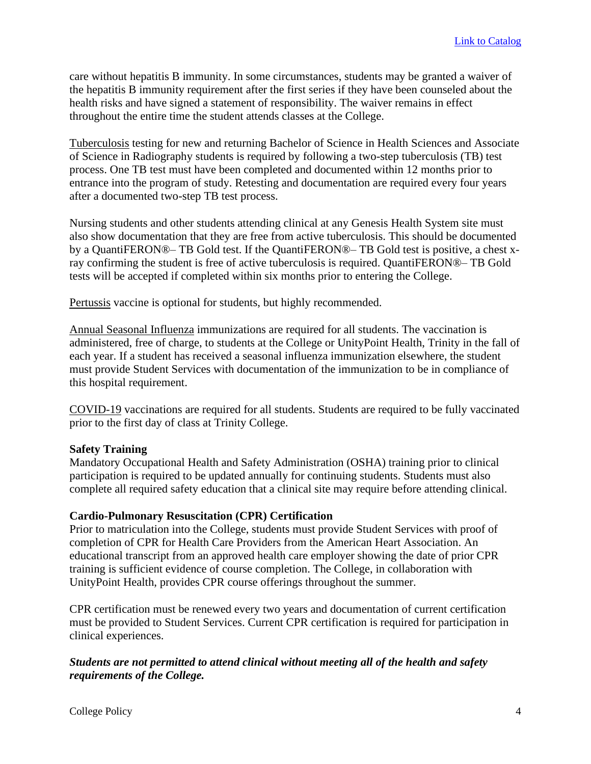care without hepatitis B immunity. In some circumstances, students may be granted a waiver of the hepatitis B immunity requirement after the first series if they have been counseled about the health risks and have signed a statement of responsibility. The waiver remains in effect throughout the entire time the student attends classes at the College.

Tuberculosis testing for new and returning Bachelor of Science in Health Sciences and Associate of Science in Radiography students is required by following a two-step tuberculosis (TB) test process. One TB test must have been completed and documented within 12 months prior to entrance into the program of study. Retesting and documentation are required every four years after a documented two-step TB test process.

Nursing students and other students attending clinical at any Genesis Health System site must also show documentation that they are free from active tuberculosis. This should be documented by a QuantiFERON®– TB Gold test. If the QuantiFERON®– TB Gold test is positive, a chest x-ray confirming the student is free of active tuberculosis is required. QuantiFERON®– TB Gold tests will be accepted if completed within six months prior to entering the College.

Pertussis vaccine is optional for students, but highly recommended.

Annual Seasonal Influenza immunizations are required for all students. The vaccination is administered, free of charge, to students at the College or UnityPoint Health, Trinity in the fall of each year. If a student has received a seasonal influenza immunization elsewhere, the student must provide Student Services with documentation of the immunization to be in compliance of this hospital requirement.

COVID-19 vaccinations are required for all students. Students are required to be fully vaccinated prior to the first day of class at Trinity College.

**Safety Training**

Mandatory Occupational Health and Safety Administration (OSHA) training prior to clinical participation is required to be updated annually for continuing students. Students must also complete all required safety education that a clinical site may require before attending clinical.

**Cardio-Pulmonary Resuscitation (CPR) Certification**

Prior to matriculation into the College, students must provide Student Services with proof of completion of CPR for Health Care Providers from the American Heart Association. An educational transcript from an approved health care employer showing the date of prior CPR training is sufficient evidence of course completion. The College, in collaboration with UnityPoint Health, provides CPR course offerings throughout the summer.

CPR certification must be renewed every two years and documentation of current certification must be provided to Student Services. Current CPR certification is required for participation in clinical experiences.

***Students are not permitted to attend clinical without meeting all of the health and safety requirements of the College.***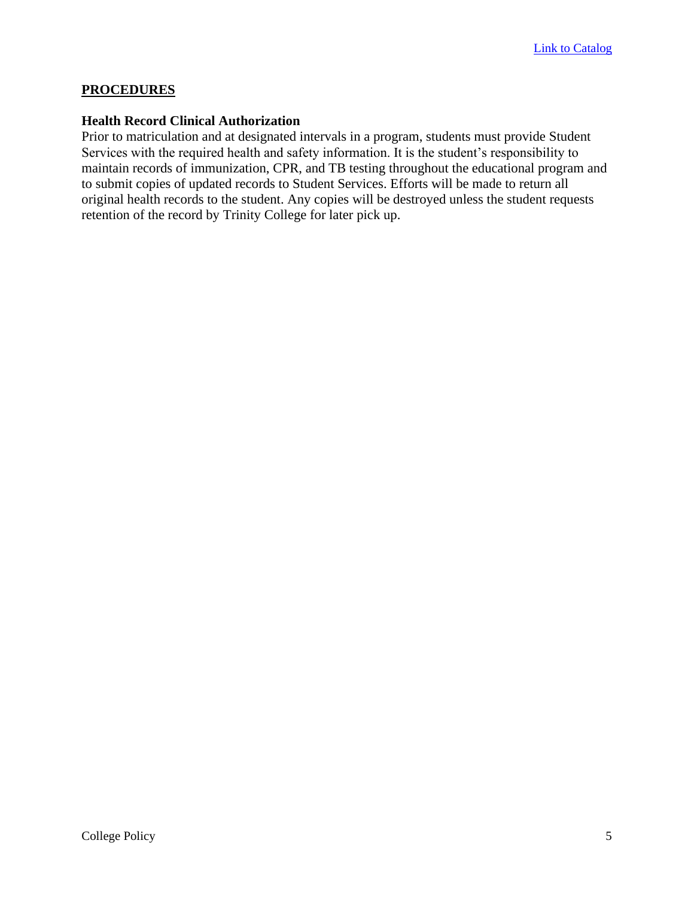[Link to Catalog]

## PROCEDURES

### Health Record Clinical Authorization

Prior to matriculation and at designated intervals in a program, students must provide Student Services with the required health and safety information. It is the student's responsibility to maintain records of immunization, CPR, and TB testing throughout the educational program and to submit copies of updated records to Student Services. Efforts will be made to return all original health records to the student. Any copies will be destroyed unless the student requests retention of the record by Trinity College for later pick up.